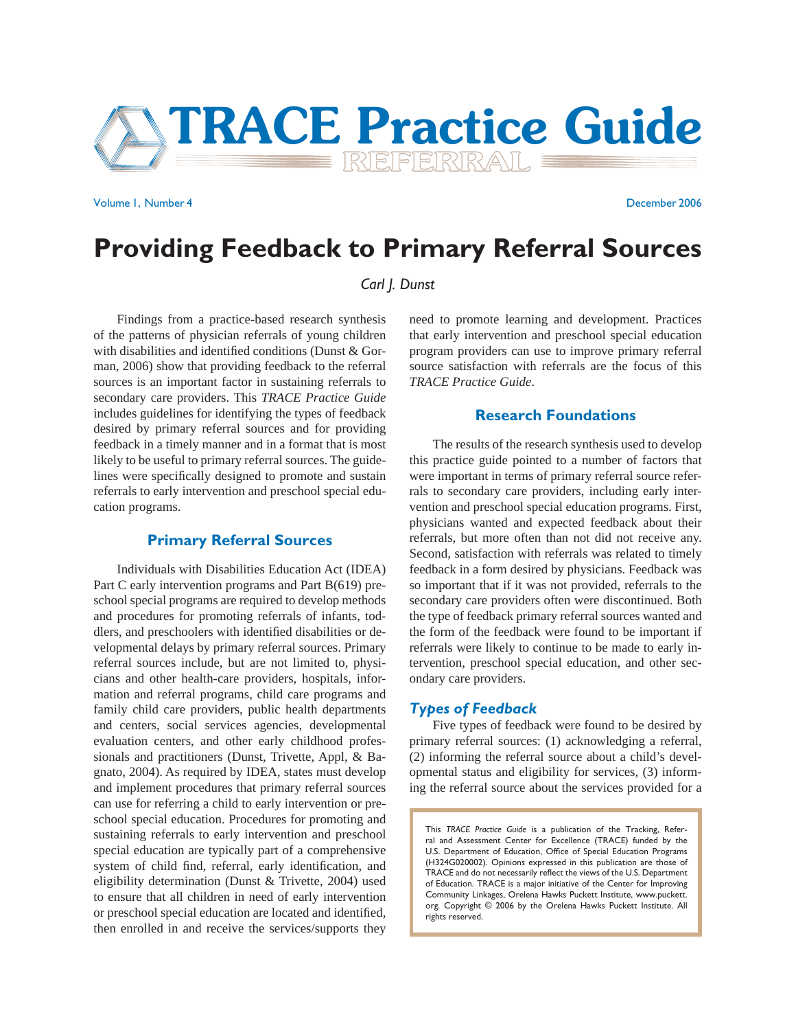# TRACE Practice Guide

REFERRAL

Volume 1, Number 4

December 2006

## Providing Feedback to Primary Referral Sources

*Carl J. Dunst*

Findings from a practice-based research synthesis of the patterns of physician referrals of young children with disabilities and identified conditions (Dunst & Gorman, 2006) show that providing feedback to the referral sources is an important factor in sustaining referrals to secondary care providers. This *TRACE Practice Guide* includes guidelines for identifying the types of feedback desired by primary referral sources and for providing feedback in a timely manner and in a format that is most likely to be useful to primary referral sources. The guidelines were specifically designed to promote and sustain referrals to early intervention and preschool special education programs.

### Primary Referral Sources

Individuals with Disabilities Education Act (IDEA) Part C early intervention programs and Part B(619) preschool special programs are required to develop methods and procedures for promoting referrals of infants, toddlers, and preschoolers with identified disabilities or developmental delays by primary referral sources. Primary referral sources include, but are not limited to, physicians and other health-care providers, hospitals, information and referral programs, child care programs and family child care providers, public health departments and centers, social services agencies, developmental evaluation centers, and other early childhood professionals and practitioners (Dunst, Trivette, Appl, & Bagnato, 2004). As required by IDEA, states must develop and implement procedures that primary referral sources can use for referring a child to early intervention or preschool special education. Procedures for promoting and sustaining referrals to early intervention and preschool special education are typically part of a comprehensive system of child find, referral, early identification, and eligibility determination (Dunst & Trivette, 2004) used to ensure that all children in need of early intervention or preschool special education are located and identified, then enrolled in and receive the services/supports they need to promote learning and development. Practices that early intervention and preschool special education program providers can use to improve primary referral source satisfaction with referrals are the focus of this *TRACE Practice Guide*.

### Research Foundations

The results of the research synthesis used to develop this practice guide pointed to a number of factors that were important in terms of primary referral source referrals to secondary care providers, including early intervention and preschool special education programs. First, physicians wanted and expected feedback about their referrals, but more often than not did not receive any. Second, satisfaction with referrals was related to timely feedback in a form desired by physicians. Feedback was so important that if it was not provided, referrals to the secondary care providers often were discontinued. Both the type of feedback primary referral sources wanted and the form of the feedback were found to be important if referrals were likely to continue to be made to early intervention, preschool special education, and other secondary care providers.

#### *Types of Feedback*

Five types of feedback were found to be desired by primary referral sources: (1) acknowledging a referral, (2) informing the referral source about a child's developmental status and eligibility for services, (3) informing the referral source about the services provided for a

This *TRACE Practice Guide* is a publication of the Tracking, Referral and Assessment Center for Excellence (TRACE) funded by the U.S. Department of Education, Office of Special Education Programs (H324G020002). Opinions expressed in this publication are those of TRACE and do not necessarily reflect the views of the U.S. Department of Education. TRACE is a major initiative of the Center for Improving Community Linkages, Orelena Hawks Puckett Institute, www.puckett.org. Copyright © 2006 by the Orelena Hawks Puckett Institute. All rights reserved.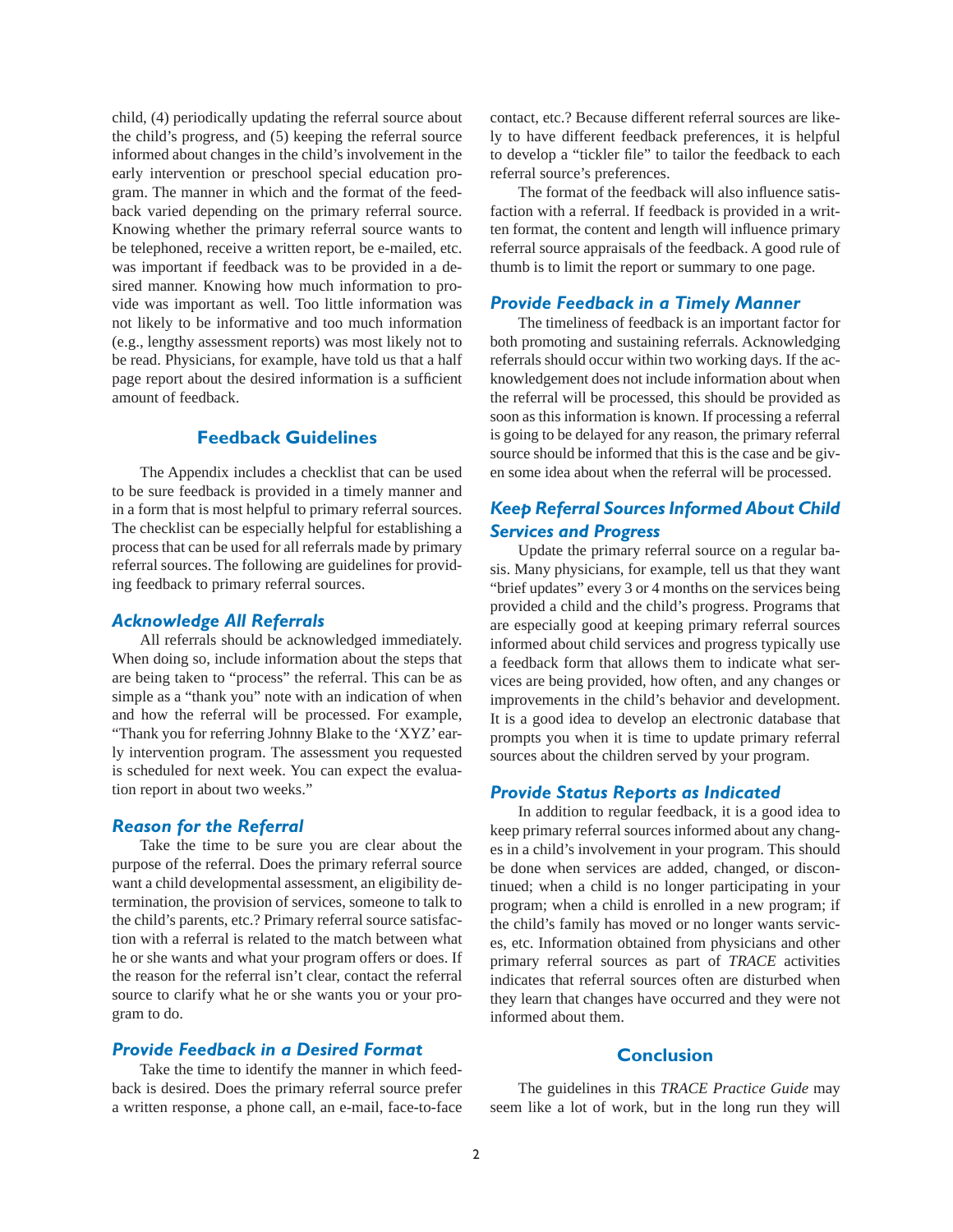child, (4) periodically updating the referral source about the child's progress, and (5) keeping the referral source informed about changes in the child's involvement in the early intervention or preschool special education program. The manner in which and the format of the feedback varied depending on the primary referral source. Knowing whether the primary referral source wants to be telephoned, receive a written report, be e-mailed, etc. was important if feedback was to be provided in a desired manner. Knowing how much information to provide was important as well. Too little information was not likely to be informative and too much information (e.g., lengthy assessment reports) was most likely not to be read. Physicians, for example, have told us that a half page report about the desired information is a sufficient amount of feedback.

## Feedback Guidelines

The Appendix includes a checklist that can be used to be sure feedback is provided in a timely manner and in a form that is most helpful to primary referral sources. The checklist can be especially helpful for establishing a process that can be used for all referrals made by primary referral sources. The following are guidelines for providing feedback to primary referral sources.

### *Acknowledge All Referrals*

All referrals should be acknowledged immediately. When doing so, include information about the steps that are being taken to "process" the referral. This can be as simple as a "thank you" note with an indication of when and how the referral will be processed. For example, "Thank you for referring Johnny Blake to the 'XYZ' early intervention program. The assessment you requested is scheduled for next week. You can expect the evaluation report in about two weeks."

### *Reason for the Referral*

Take the time to be sure you are clear about the purpose of the referral. Does the primary referral source want a child developmental assessment, an eligibility determination, the provision of services, someone to talk to the child's parents, etc.? Primary referral source satisfaction with a referral is related to the match between what he or she wants and what your program offers or does. If the reason for the referral isn't clear, contact the referral source to clarify what he or she wants you or your program to do.

### *Provide Feedback in a Desired Format*

Take the time to identify the manner in which feedback is desired. Does the primary referral source prefer a written response, a phone call, an e-mail, face-to-face contact, etc.? Because different referral sources are likely to have different feedback preferences, it is helpful to develop a "tickler file" to tailor the feedback to each referral source's preferences.

The format of the feedback will also influence satisfaction with a referral. If feedback is provided in a written format, the content and length will influence primary referral source appraisals of the feedback. A good rule of thumb is to limit the report or summary to one page.

### *Provide Feedback in a Timely Manner*

The timeliness of feedback is an important factor for both promoting and sustaining referrals. Acknowledging referrals should occur within two working days. If the acknowledgement does not include information about when the referral will be processed, this should be provided as soon as this information is known. If processing a referral is going to be delayed for any reason, the primary referral source should be informed that this is the case and be given some idea about when the referral will be processed.

### *Keep Referral Sources Informed About Child Services and Progress*

Update the primary referral source on a regular basis. Many physicians, for example, tell us that they want "brief updates" every 3 or 4 months on the services being provided a child and the child's progress. Programs that are especially good at keeping primary referral sources informed about child services and progress typically use a feedback form that allows them to indicate what services are being provided, how often, and any changes or improvements in the child's behavior and development. It is a good idea to develop an electronic database that prompts you when it is time to update primary referral sources about the children served by your program.

### *Provide Status Reports as Indicated*

In addition to regular feedback, it is a good idea to keep primary referral sources informed about any changes in a child's involvement in your program. This should be done when services are added, changed, or discontinued; when a child is no longer participating in your program; when a child is enrolled in a new program; if the child's family has moved or no longer wants services, etc. Information obtained from physicians and other primary referral sources as part of *TRACE* activities indicates that referral sources often are disturbed when they learn that changes have occurred and they were not informed about them.

## Conclusion

The guidelines in this *TRACE Practice Guide* may seem like a lot of work, but in the long run they will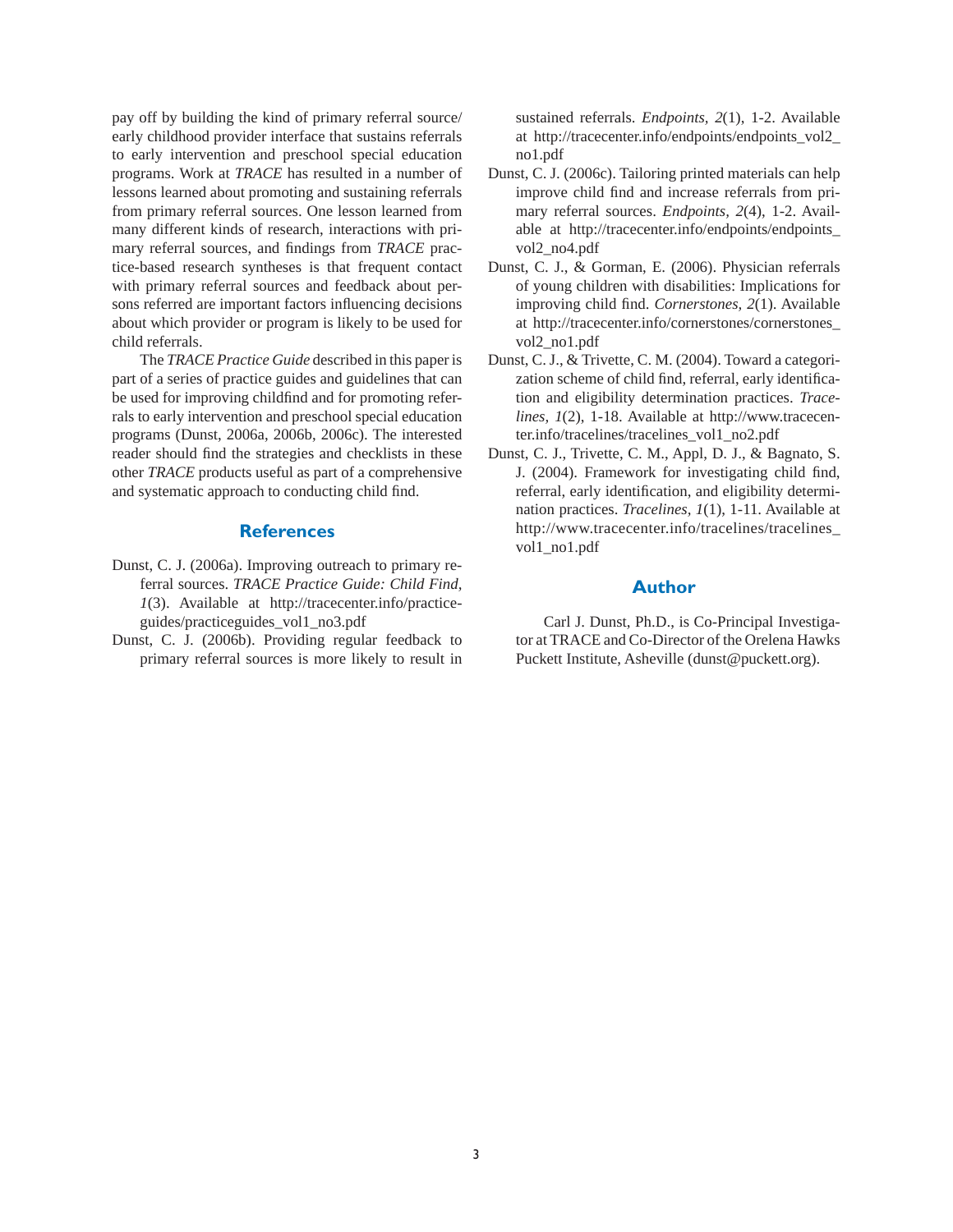pay off by building the kind of primary referral source/early childhood provider interface that sustains referrals to early intervention and preschool special education programs. Work at *TRACE* has resulted in a number of lessons learned about promoting and sustaining referrals from primary referral sources. One lesson learned from many different kinds of research, interactions with primary referral sources, and findings from *TRACE* practice-based research syntheses is that frequent contact with primary referral sources and feedback about persons referred are important factors influencing decisions about which provider or program is likely to be used for child referrals.

The *TRACE Practice Guide* described in this paper is part of a series of practice guides and guidelines that can be used for improving childfind and for promoting referrals to early intervention and preschool special education programs (Dunst, 2006a, 2006b, 2006c). The interested reader should find the strategies and checklists in these other *TRACE* products useful as part of a comprehensive and systematic approach to conducting child find.

## References

Dunst, C. J. (2006a). Improving outreach to primary referral sources. *TRACE Practice Guide: Child Find, 1*(3). Available at http://tracecenter.info/practiceguides/practiceguides_vol1_no3.pdf

Dunst, C. J. (2006b). Providing regular feedback to primary referral sources is more likely to result in sustained referrals. *Endpoints, 2*(1), 1-2. Available at http://tracecenter.info/endpoints/endpoints_vol2_no1.pdf

Dunst, C. J. (2006c). Tailoring printed materials can help improve child find and increase referrals from primary referral sources. *Endpoints, 2*(4), 1-2. Available at http://tracecenter.info/endpoints/endpoints_vol2_no4.pdf

Dunst, C. J., & Gorman, E. (2006). Physician referrals of young children with disabilities: Implications for improving child find. *Cornerstones, 2*(1). Available at http://tracecenter.info/cornerstones/cornerstones_vol2_no1.pdf

Dunst, C. J., & Trivette, C. M. (2004). Toward a categorization scheme of child find, referral, early identification and eligibility determination practices. *Tracelines, 1*(2), 1-18. Available at http://www.tracecenter.info/tracelines/tracelines_vol1_no2.pdf

Dunst, C. J., Trivette, C. M., Appl, D. J., & Bagnato, S. J. (2004). Framework for investigating child find, referral, early identification, and eligibility determination practices. *Tracelines, 1*(1), 1-11. Available at http://www.tracecenter.info/tracelines/tracelines_vol1_no1.pdf

## Author

Carl J. Dunst, Ph.D., is Co-Principal Investigator at TRACE and Co-Director of the Orelena Hawks Puckett Institute, Asheville (dunst@puckett.org).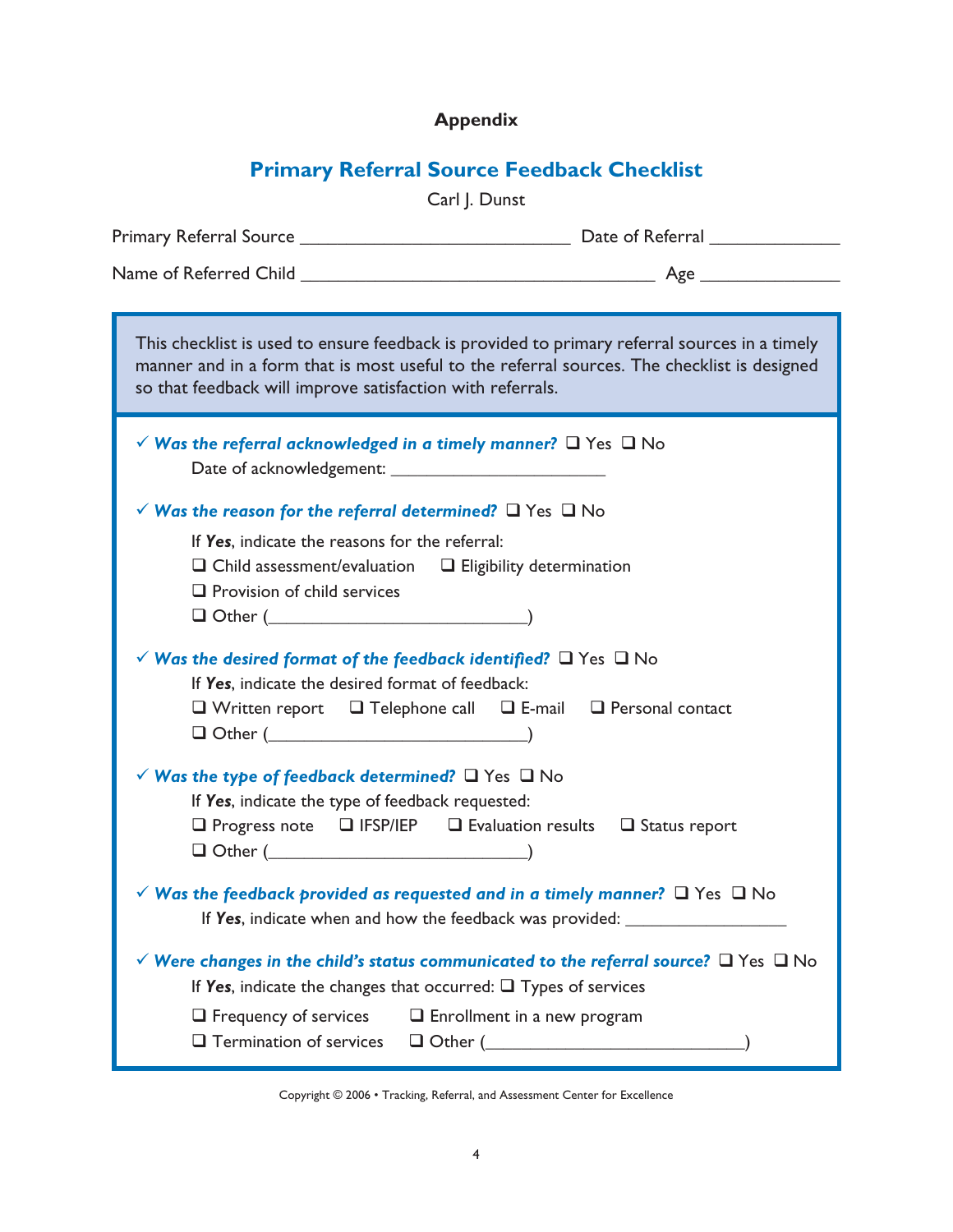**Appendix**

## Primary Referral Source Feedback Checklist

Carl J. Dunst

Primary Referral Source ____________________________ Date of Referral _____________

Name of Referred Child ____________________________________ Age ______________

This checklist is used to ensure feedback is provided to primary referral sources in a timely manner and in a form that is most useful to the referral sources. The checklist is designed so that feedback will improve satisfaction with referrals.

✓ ***Was the referral acknowledged in a timely manner?*** ❑ Yes ❑ No

Date of acknowledgement: ______________________

✓ ***Was the reason for the referral determined?*** ❑ Yes ❑ No

If ***Yes***, indicate the reasons for the referral:

❑ Child assessment/evaluation ❑ Eligibility determination

❑ Provision of child services

❑ Other (___________________________)

✓ ***Was the desired format of the feedback identified?*** ❑ Yes ❑ No

If ***Yes***, indicate the desired format of feedback:

❑ Written report ❑ Telephone call ❑ E-mail ❑ Personal contact

❑ Other (___________________________)

✓ ***Was the type of feedback determined?*** ❑ Yes ❑ No

If ***Yes***, indicate the type of feedback requested:

❑ Progress note ❑ IFSP/IEP ❑ Evaluation results ❑ Status report

❑ Other (___________________________)

✓ ***Was the feedback provided as requested and in a timely manner?*** ❑ Yes ❑ No

If ***Yes***, indicate when and how the feedback was provided: ________________

✓ ***Were changes in the child's status communicated to the referral source?*** ❑ Yes ❑ No

If ***Yes***, indicate the changes that occurred: ❑ Types of services

❑ Frequency of services ❑ Enrollment in a new program

❑ Termination of services ❑ Other (___________________________)

Copyright © 2006 • Tracking, Referral, and Assessment Center for Excellence